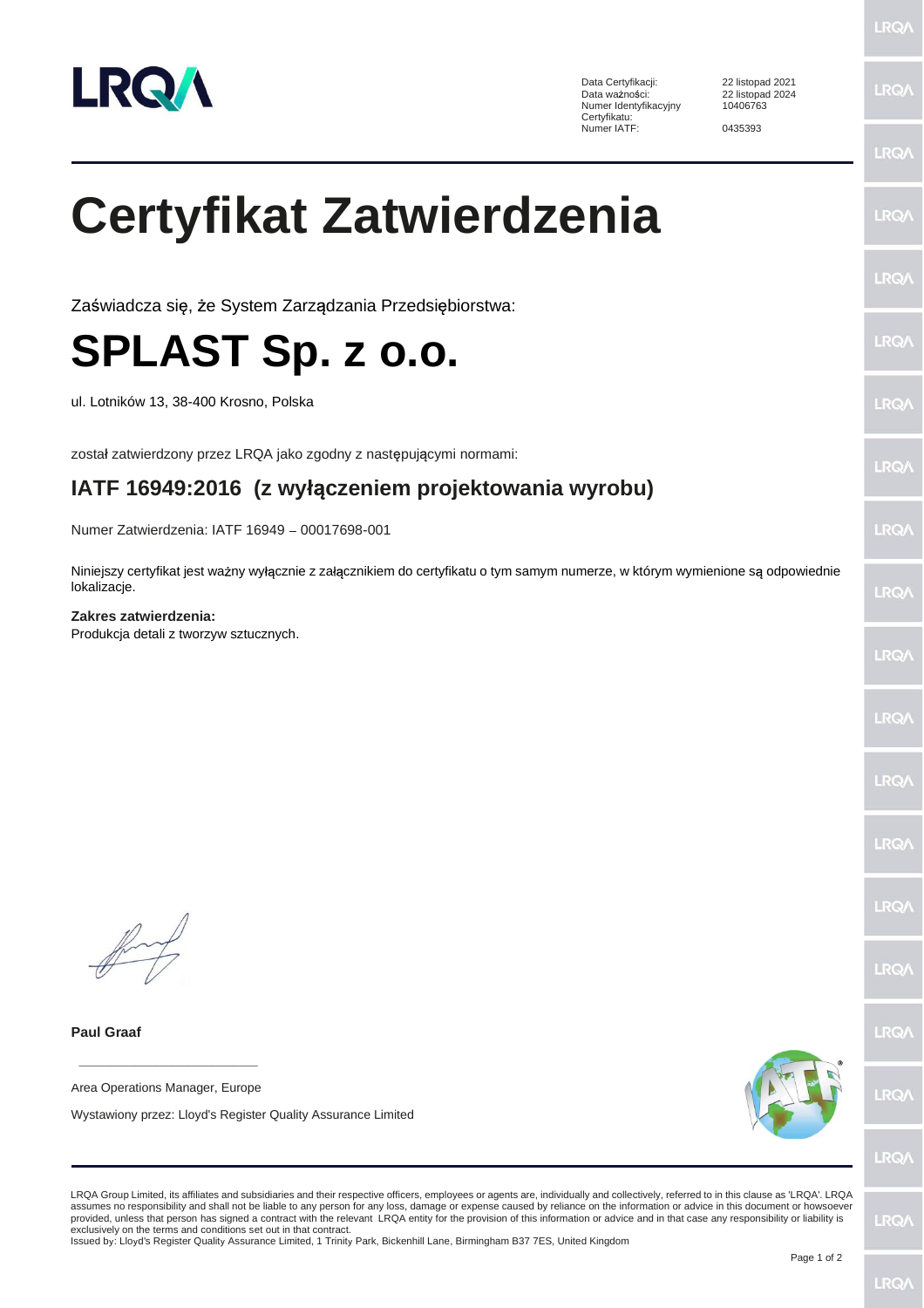| | |
|---|---|
| Data Certyfikacji: | 22 listopad 2021 |
| Data ważności: | 22 listopad 2024 |
| Numer Identyfikacyjny Certyfikatu: | 10406763 |
| Numer IATF: | 0435393 |

# Certyfikat Zatwierdzenia

Zaświadcza się, że System Zarządzania Przedsiębiorstwa:

# SPLAST Sp. z o.o.

ul. Lotników 13, 38-400 Krosno, Polska

został zatwierdzony przez LRQA jako zgodny z następującymi normami:

## IATF 16949:2016 (z wyłączeniem projektowania wyrobu)

Numer Zatwierdzenia: IATF 16949 – 00017698-001

Niniejszy certyfikat jest ważny wyłącznie z załącznikiem do certyfikatu o tym samym numerze, w którym wymienione są odpowiednie lokalizacje.

**Zakres zatwierdzenia:**
Produkcja detali z tworzyw sztucznych.

**Paul Graaf**

Area Operations Manager, Europe

Wystawiony przez: Lloyd's Register Quality Assurance Limited

LRQA Group Limited, its affiliates and subsidiaries and their respective officers, employees or agents are, individually and collectively, referred to in this clause as 'LRQA'. LRQA assumes no responsibility and shall not be liable to any person for any loss, damage or expense caused by reliance on the information or advice in this document or howsoever provided, unless that person has signed a contract with the relevant LRQA entity for the provision of this information or advice and in that case any responsibility or liability is exclusively on the terms and conditions set out in that contract.
Issued by: Lloyd's Register Quality Assurance Limited, 1 Trinity Park, Bickenhill Lane, Birmingham B37 7ES, United Kingdom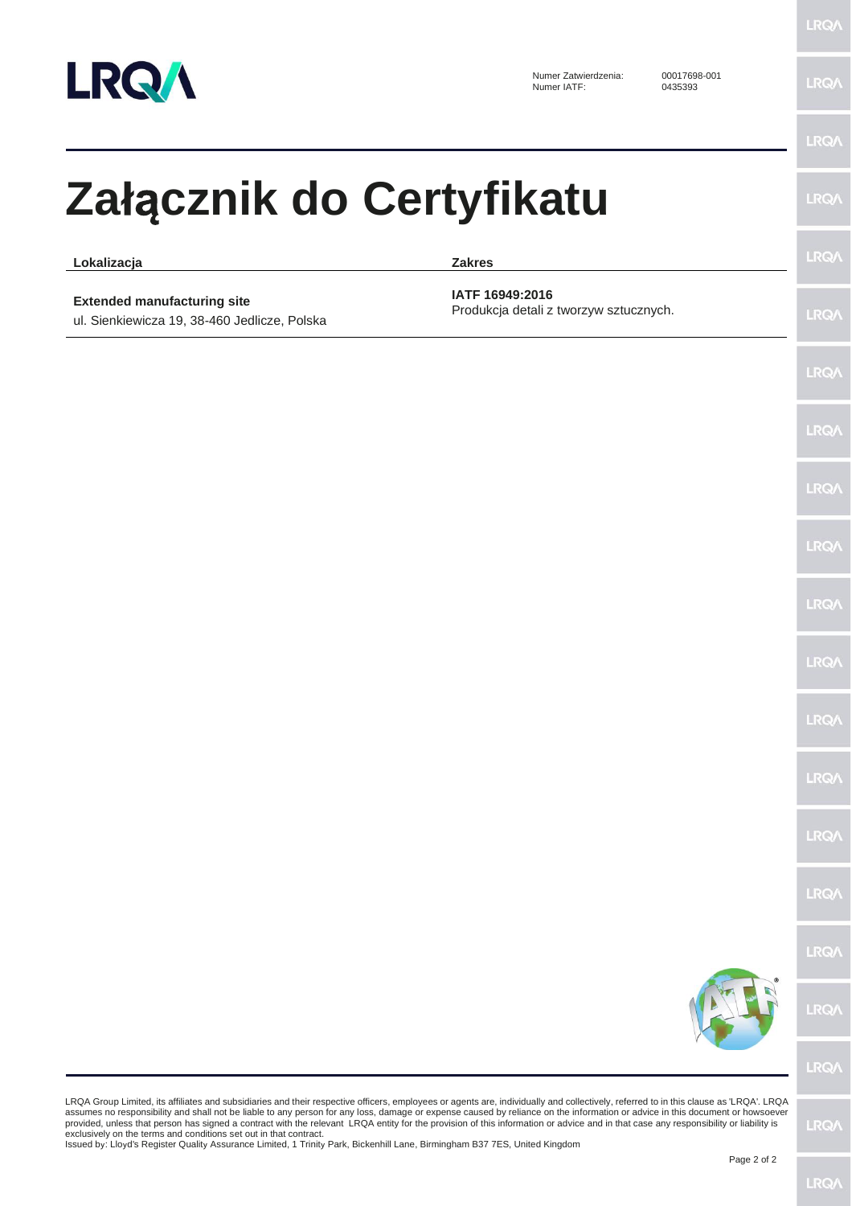Numer Zatwierdzenia: 00017698-001
Numer IATF: 0435393

# Załącznik do Certyfikatu

| Lokalizacja | Zakres |
| --- | --- |
| **Extended manufacturing site**<br>ul. Sienkiewicza 19, 38-460 Jedlicze, Polska | **IATF 16949:2016**<br>Produkcja detali z tworzyw sztucznych. |

LRQA Group Limited, its affiliates and subsidiaries and their respective officers, employees or agents are, individually and collectively, referred to in this clause as 'LRQA'. LRQA assumes no responsibility and shall not be liable to any person for any loss, damage or expense caused by reliance on the information or advice in this document or howsoever provided, unless that person has signed a contract with the relevant LRQA entity for the provision of this information or advice and in that case any responsibility or liability is exclusively on the terms and conditions set out in that contract.
Issued by: Lloyd's Register Quality Assurance Limited, 1 Trinity Park, Bickenhill Lane, Birmingham B37 7ES, United Kingdom